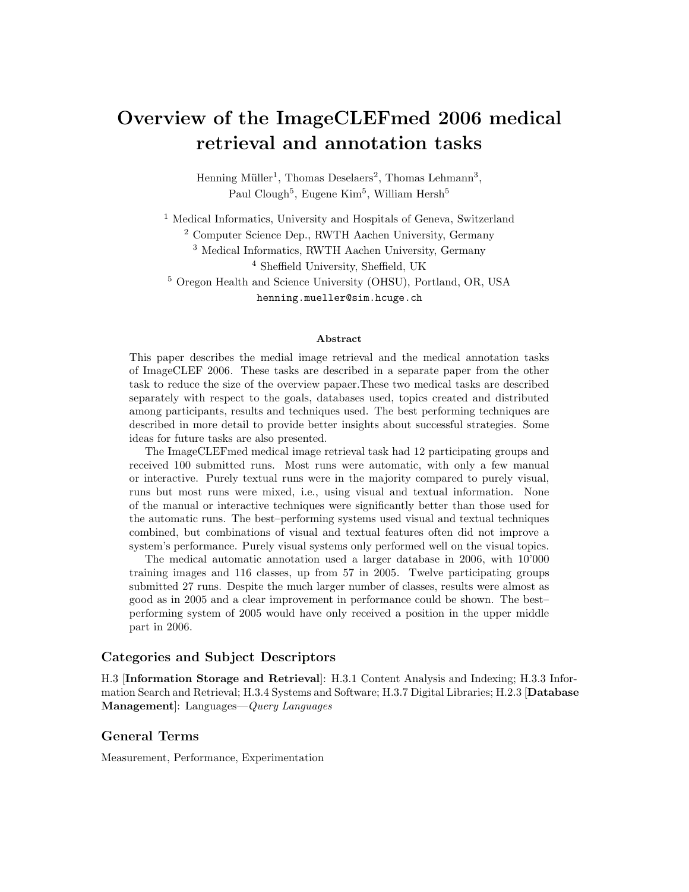# Overview of the ImageCLEFmed 2006 medical retrieval and annotation tasks

Henning Müller[1], Thomas Deselaers[2], Thomas Lehmann[3], Paul Clough[5], Eugene Kim[5], William Hersh[5]

[1] Medical Informatics, University and Hospitals of Geneva, Switzerland
[2] Computer Science Dep., RWTH Aachen University, Germany
[3] Medical Informatics, RWTH Aachen University, Germany
[4] Sheffield University, Sheffield, UK
[5] Oregon Health and Science University (OHSU), Portland, OR, USA
henning.mueller@sim.hcuge.ch

### Abstract

This paper describes the medial image retrieval and the medical annotation tasks of ImageCLEF 2006. These tasks are described in a separate paper from the other task to reduce the size of the overview papaer.These two medical tasks are described separately with respect to the goals, databases used, topics created and distributed among participants, results and techniques used. The best performing techniques are described in more detail to provide better insights about successful strategies. Some ideas for future tasks are also presented.

The ImageCLEFmed medical image retrieval task had 12 participating groups and received 100 submitted runs. Most runs were automatic, with only a few manual or interactive. Purely textual runs were in the majority compared to purely visual, runs but most runs were mixed, i.e., using visual and textual information. None of the manual or interactive techniques were significantly better than those used for the automatic runs. The best–performing systems used visual and textual techniques combined, but combinations of visual and textual features often did not improve a system's performance. Purely visual systems only performed well on the visual topics.

The medical automatic annotation used a larger database in 2006, with 10'000 training images and 116 classes, up from 57 in 2005. Twelve participating groups submitted 27 runs. Despite the much larger number of classes, results were almost as good as in 2005 and a clear improvement in performance could be shown. The best–performing system of 2005 would have only received a position in the upper middle part in 2006.

## Categories and Subject Descriptors

H.3 [**Information Storage and Retrieval**]: H.3.1 Content Analysis and Indexing; H.3.3 Information Search and Retrieval; H.3.4 Systems and Software; H.3.7 Digital Libraries; H.2.3 [**Database Management**]: Languages—*Query Languages*

## General Terms

Measurement, Performance, Experimentation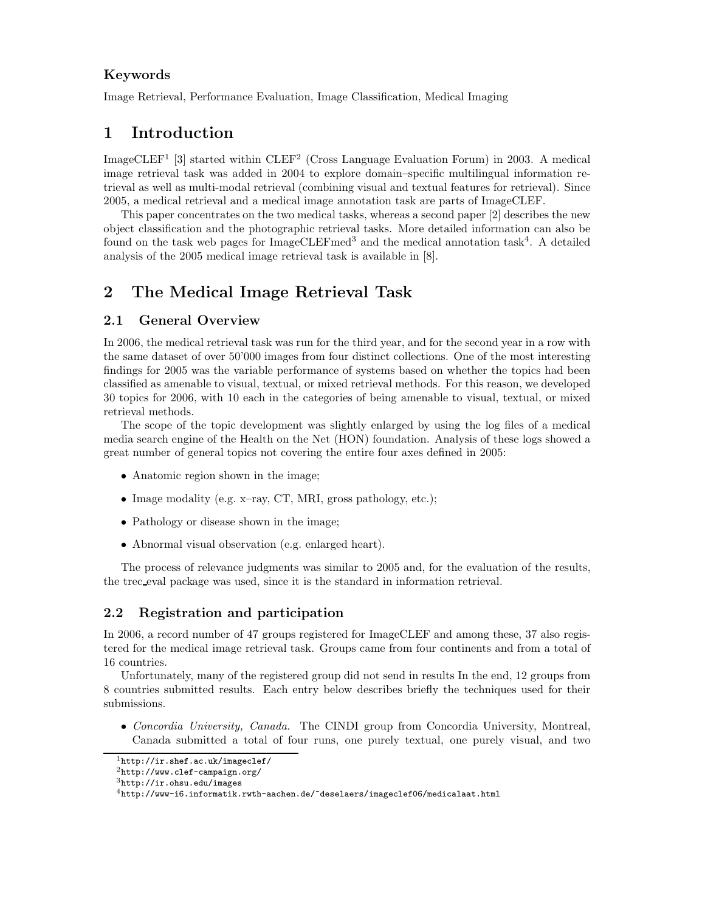### Keywords

Image Retrieval, Performance Evaluation, Image Classification, Medical Imaging

# 1 Introduction

ImageCLEF[1] [3] started within CLEF[2] (Cross Language Evaluation Forum) in 2003. A medical image retrieval task was added in 2004 to explore domain–specific multilingual information retrieval as well as multi-modal retrieval (combining visual and textual features for retrieval). Since 2005, a medical retrieval and a medical image annotation task are parts of ImageCLEF.

This paper concentrates on the two medical tasks, whereas a second paper [2] describes the new object classification and the photographic retrieval tasks. More detailed information can also be found on the task web pages for ImageCLEFmed[3] and the medical annotation task[4]. A detailed analysis of the 2005 medical image retrieval task is available in [8].

# 2 The Medical Image Retrieval Task

## 2.1 General Overview

In 2006, the medical retrieval task was run for the third year, and for the second year in a row with the same dataset of over 50'000 images from four distinct collections. One of the most interesting findings for 2005 was the variable performance of systems based on whether the topics had been classified as amenable to visual, textual, or mixed retrieval methods. For this reason, we developed 30 topics for 2006, with 10 each in the categories of being amenable to visual, textual, or mixed retrieval methods.

The scope of the topic development was slightly enlarged by using the log files of a medical media search engine of the Health on the Net (HON) foundation. Analysis of these logs showed a great number of general topics not covering the entire four axes defined in 2005:

- Anatomic region shown in the image;
- Image modality (e.g. x–ray, CT, MRI, gross pathology, etc.);
- Pathology or disease shown in the image;
- Abnormal visual observation (e.g. enlarged heart).

The process of relevance judgments was similar to 2005 and, for the evaluation of the results, the trec_eval package was used, since it is the standard in information retrieval.

## 2.2 Registration and participation

In 2006, a record number of 47 groups registered for ImageCLEF and among these, 37 also registered for the medical image retrieval task. Groups came from four continents and from a total of 16 countries.

Unfortunately, many of the registered group did not send in results In the end, 12 groups from 8 countries submitted results. Each entry below describes briefly the techniques used for their submissions.

- *Concordia University, Canada.* The CINDI group from Concordia University, Montreal, Canada submitted a total of four runs, one purely textual, one purely visual, and two

[1] `http://ir.shef.ac.uk/imageclef/`
[2] `http://www.clef-campaign.org/`
[3] `http://ir.ohsu.edu/images`
[4] `http://www-i6.informatik.rwth-aachen.de/~deselaers/imageclef06/medicalaat.html`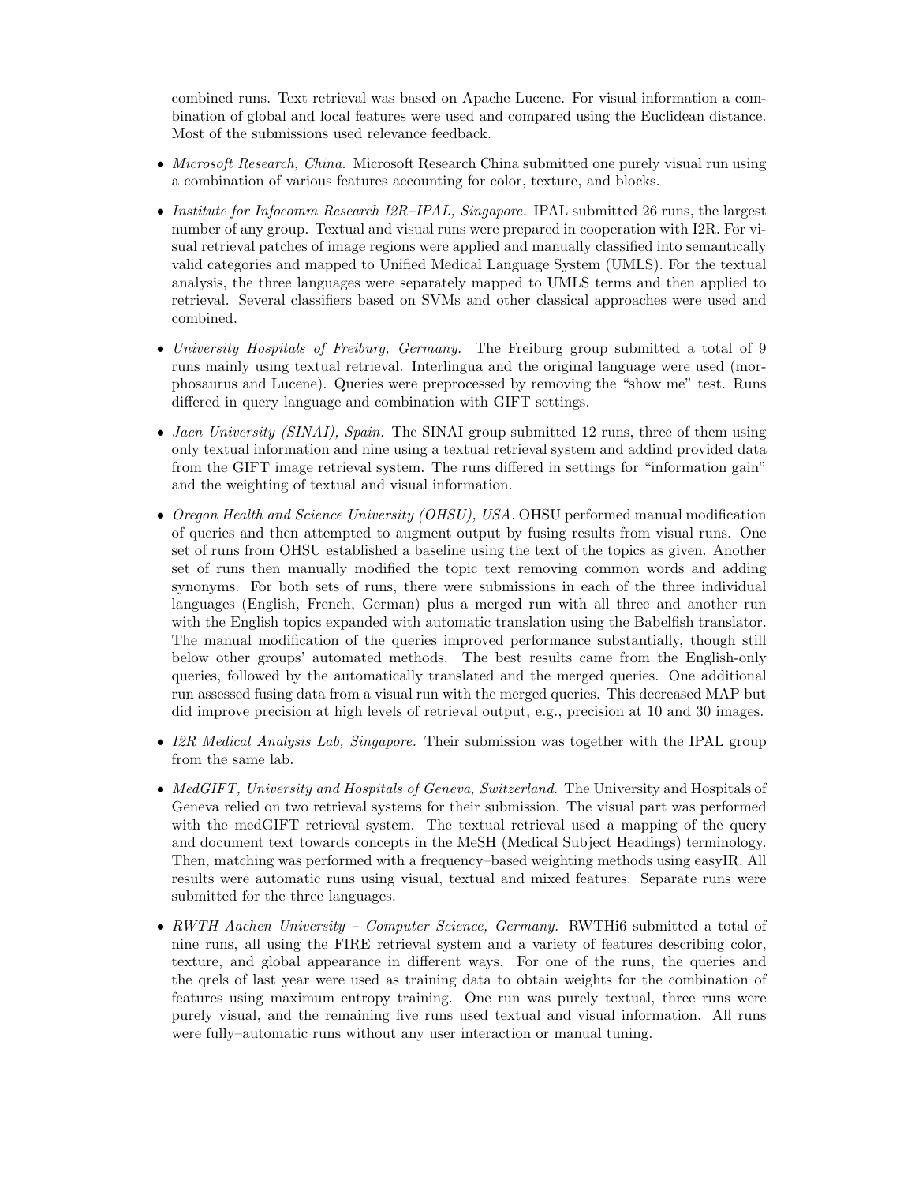combined runs. Text retrieval was based on Apache Lucene. For visual information a combination of global and local features were used and compared using the Euclidean distance. Most of the submissions used relevance feedback.

- *Microsoft Research, China.* Microsoft Research China submitted one purely visual run using a combination of various features accounting for color, texture, and blocks.
- *Institute for Infocomm Research I2R–IPAL, Singapore.* IPAL submitted 26 runs, the largest number of any group. Textual and visual runs were prepared in cooperation with I2R. For visual retrieval patches of image regions were applied and manually classified into semantically valid categories and mapped to Unified Medical Language System (UMLS). For the textual analysis, the three languages were separately mapped to UMLS terms and then applied to retrieval. Several classifiers based on SVMs and other classical approaches were used and combined.
- *University Hospitals of Freiburg, Germany.* The Freiburg group submitted a total of 9 runs mainly using textual retrieval. Interlingua and the original language were used (morphosaurus and Lucene). Queries were preprocessed by removing the "show me" test. Runs differed in query language and combination with GIFT settings.
- *Jaen University (SINAI), Spain.* The SINAI group submitted 12 runs, three of them using only textual information and nine using a textual retrieval system and addind provided data from the GIFT image retrieval system. The runs differed in settings for "information gain" and the weighting of textual and visual information.
- *Oregon Health and Science University (OHSU), USA.* OHSU performed manual modification of queries and then attempted to augment output by fusing results from visual runs. One set of runs from OHSU established a baseline using the text of the topics as given. Another set of runs then manually modified the topic text removing common words and adding synonyms. For both sets of runs, there were submissions in each of the three individual languages (English, French, German) plus a merged run with all three and another run with the English topics expanded with automatic translation using the Babelfish translator. The manual modification of the queries improved performance substantially, though still below other groups' automated methods. The best results came from the English-only queries, followed by the automatically translated and the merged queries. One additional run assessed fusing data from a visual run with the merged queries. This decreased MAP but did improve precision at high levels of retrieval output, e.g., precision at 10 and 30 images.
- *I2R Medical Analysis Lab, Singapore.* Their submission was together with the IPAL group from the same lab.
- *MedGIFT, University and Hospitals of Geneva, Switzerland.* The University and Hospitals of Geneva relied on two retrieval systems for their submission. The visual part was performed with the medGIFT retrieval system. The textual retrieval used a mapping of the query and document text towards concepts in the MeSH (Medical Subject Headings) terminology. Then, matching was performed with a frequency–based weighting methods using easyIR. All results were automatic runs using visual, textual and mixed features. Separate runs were submitted for the three languages.
- *RWTH Aachen University – Computer Science, Germany.* RWTHi6 submitted a total of nine runs, all using the FIRE retrieval system and a variety of features describing color, texture, and global appearance in different ways. For one of the runs, the queries and the qrels of last year were used as training data to obtain weights for the combination of features using maximum entropy training. One run was purely textual, three runs were purely visual, and the remaining five runs used textual and visual information. All runs were fully–automatic runs without any user interaction or manual tuning.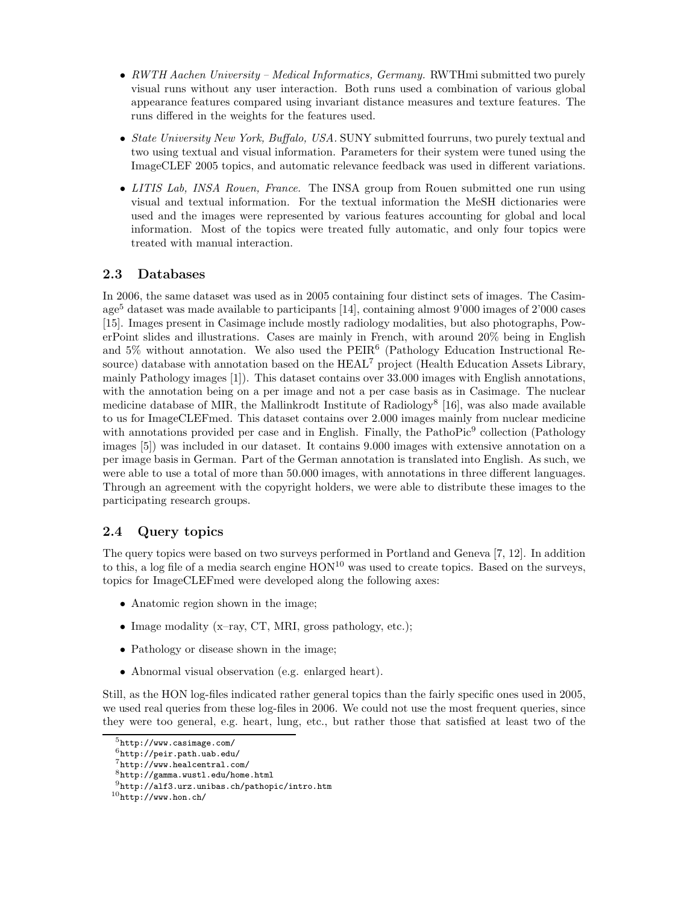- *RWTH Aachen University – Medical Informatics, Germany.* RWTHmi submitted two purely visual runs without any user interaction. Both runs used a combination of various global appearance features compared using invariant distance measures and texture features. The runs differed in the weights for the features used.
- *State University New York, Buffalo, USA.* SUNY submitted fourruns, two purely textual and two using textual and visual information. Parameters for their system were tuned using the ImageCLEF 2005 topics, and automatic relevance feedback was used in different variations.
- *LITIS Lab, INSA Rouen, France.* The INSA group from Rouen submitted one run using visual and textual information. For the textual information the MeSH dictionaries were used and the images were represented by various features accounting for global and local information. Most of the topics were treated fully automatic, and only four topics were treated with manual interaction.

### 2.3 Databases

In 2006, the same dataset was used as in 2005 containing four distinct sets of images. The Casimage[5] dataset was made available to participants [14], containing almost 9'000 images of 2'000 cases [15]. Images present in Casimage include mostly radiology modalities, but also photographs, PowerPoint slides and illustrations. Cases are mainly in French, with around 20% being in English and 5% without annotation. We also used the PEIR[6] (Pathology Education Instructional Resource) database with annotation based on the HEAL[7] project (Health Education Assets Library, mainly Pathology images [1]). This dataset contains over 33.000 images with English annotations, with the annotation being on a per image and not a per case basis as in Casimage. The nuclear medicine database of MIR, the Mallinkrodt Institute of Radiology[8] [16], was also made available to us for ImageCLEFmed. This dataset contains over 2.000 images mainly from nuclear medicine with annotations provided per case and in English. Finally, the PathoPic[9] collection (Pathology images [5]) was included in our dataset. It contains 9.000 images with extensive annotation on a per image basis in German. Part of the German annotation is translated into English. As such, we were able to use a total of more than 50.000 images, with annotations in three different languages. Through an agreement with the copyright holders, we were able to distribute these images to the participating research groups.

### 2.4 Query topics

The query topics were based on two surveys performed in Portland and Geneva [7, 12]. In addition to this, a log file of a media search engine HON[10] was used to create topics. Based on the surveys, topics for ImageCLEFmed were developed along the following axes:

- Anatomic region shown in the image;
- Image modality (x–ray, CT, MRI, gross pathology, etc.);
- Pathology or disease shown in the image;
- Abnormal visual observation (e.g. enlarged heart).

Still, as the HON log-files indicated rather general topics than the fairly specific ones used in 2005, we used real queries from these log-files in 2006. We could not use the most frequent queries, since they were too general, e.g. heart, lung, etc., but rather those that satisfied at least two of the

[5] http://www.casimage.com/
[6] http://peir.path.uab.edu/
[7] http://www.healcentral.com/
[8] http://gamma.wustl.edu/home.html
[9] http://alf3.urz.unibas.ch/pathopic/intro.htm
[10] http://www.hon.ch/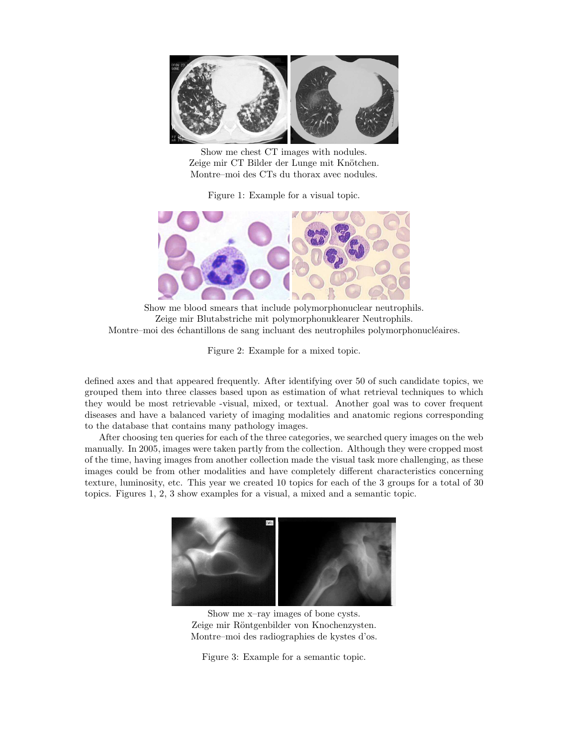Show me chest CT images with nodules.
Zeige mir CT Bilder der Lunge mit Knötchen.
Montre–moi des CTs du thorax avec nodules.

Figure 1: Example for a visual topic.

Show me blood smears that include polymorphonuclear neutrophils.
Zeige mir Blutabstriche mit polymorphonuklearer Neutrophils.
Montre–moi des échantillons de sang incluant des neutrophiles polymorphonucléaires.

Figure 2: Example for a mixed topic.

defined axes and that appeared frequently. After identifying over 50 of such candidate topics, we grouped them into three classes based upon as estimation of what retrieval techniques to which they would be most retrievable -visual, mixed, or textual. Another goal was to cover frequent diseases and have a balanced variety of imaging modalities and anatomic regions corresponding to the database that contains many pathology images.

After choosing ten queries for each of the three categories, we searched query images on the web manually. In 2005, images were taken partly from the collection. Although they were cropped most of the time, having images from another collection made the visual task more challenging, as these images could be from other modalities and have completely different characteristics concerning texture, luminosity, etc. This year we created 10 topics for each of the 3 groups for a total of 30 topics. Figures 1, 2, 3 show examples for a visual, a mixed and a semantic topic.

Show me x–ray images of bone cysts.
Zeige mir Röntgenbilder von Knochenzysten.
Montre–moi des radiographies de kystes d'os.

Figure 3: Example for a semantic topic.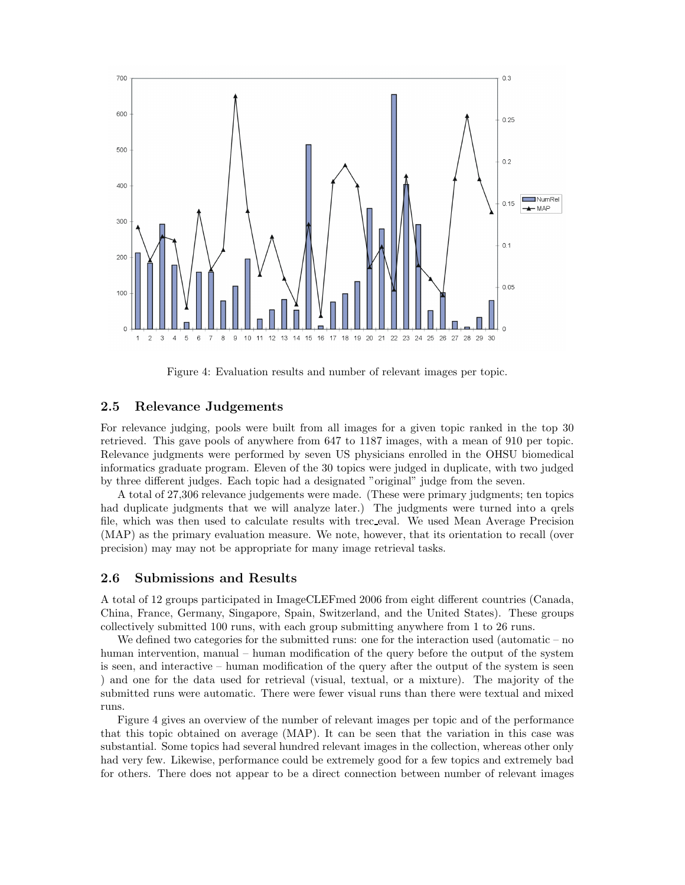Figure 4: Evaluation results and number of relevant images per topic.

## 2.5 Relevance Judgements

For relevance judging, pools were built from all images for a given topic ranked in the top 30 retrieved. This gave pools of anywhere from 647 to 1187 images, with a mean of 910 per topic. Relevance judgments were performed by seven US physicians enrolled in the OHSU biomedical informatics graduate program. Eleven of the 30 topics were judged in duplicate, with two judged by three different judges. Each topic had a designated "original" judge from the seven.

A total of 27,306 relevance judgements were made. (These were primary judgments; ten topics had duplicate judgments that we will analyze later.) The judgments were turned into a qrels file, which was then used to calculate results with trec_eval. We used Mean Average Precision (MAP) as the primary evaluation measure. We note, however, that its orientation to recall (over precision) may may not be appropriate for many image retrieval tasks.

## 2.6 Submissions and Results

A total of 12 groups participated in ImageCLEFmed 2006 from eight different countries (Canada, China, France, Germany, Singapore, Spain, Switzerland, and the United States). These groups collectively submitted 100 runs, with each group submitting anywhere from 1 to 26 runs.

We defined two categories for the submitted runs: one for the interaction used (automatic – no human intervention, manual – human modification of the query before the output of the system is seen, and interactive – human modification of the query after the output of the system is seen ) and one for the data used for retrieval (visual, textual, or a mixture). The majority of the submitted runs were automatic. There were fewer visual runs than there were textual and mixed runs.

Figure 4 gives an overview of the number of relevant images per topic and of the performance that this topic obtained on average (MAP). It can be seen that the variation in this case was substantial. Some topics had several hundred relevant images in the collection, whereas other only had very few. Likewise, performance could be extremely good for a few topics and extremely bad for others. There does not appear to be a direct connection between number of relevant images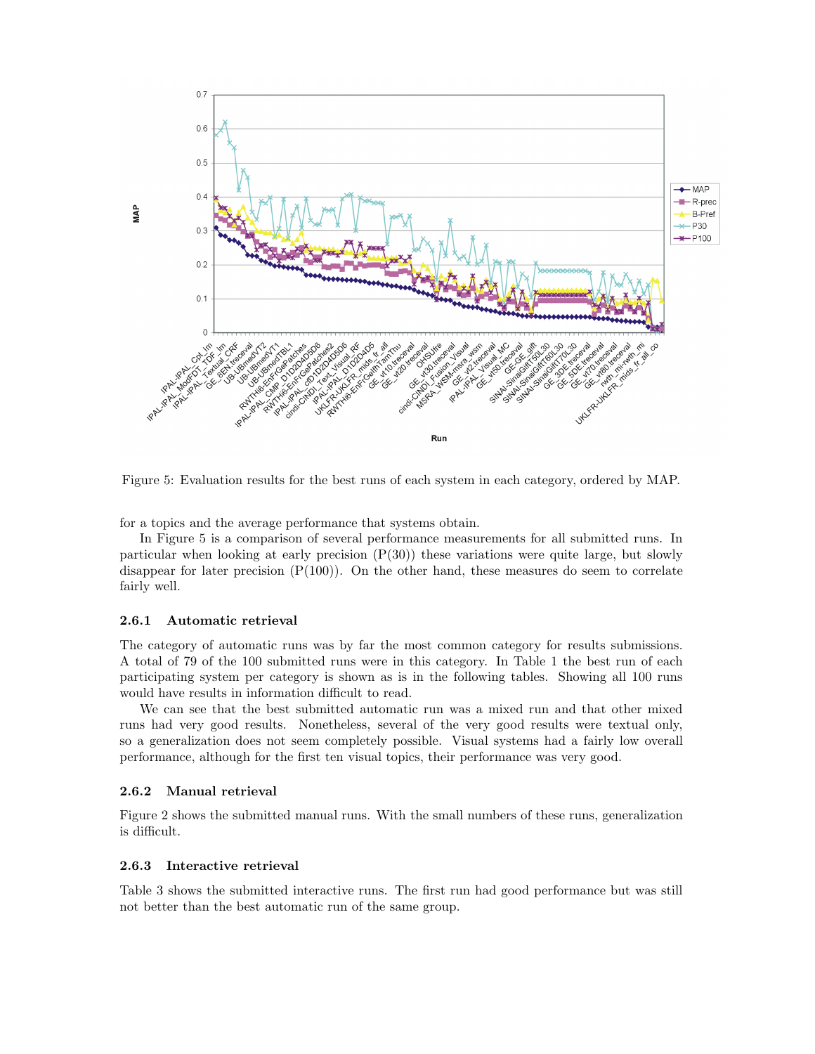Figure 5: Evaluation results for the best runs of each system in each category, ordered by MAP.

for a topics and the average performance that systems obtain.

In Figure 5 is a comparison of several performance measurements for all submitted runs. In particular when looking at early precision (P(30)) these variations were quite large, but slowly disappear for later precision (P(100)). On the other hand, these measures do seem to correlate fairly well.

### 2.6.1 Automatic retrieval

The category of automatic runs was by far the most common category for results submissions. A total of 79 of the 100 submitted runs were in this category. In Table 1 the best run of each participating system per category is shown as is in the following tables. Showing all 100 runs would have results in information difficult to read.

We can see that the best submitted automatic run was a mixed run and that other mixed runs had very good results. Nonetheless, several of the very good results were textual only, so a generalization does not seem completely possible. Visual systems had a fairly low overall performance, although for the first ten visual topics, their performance was very good.

### 2.6.2 Manual retrieval

Figure 2 shows the submitted manual runs. With the small numbers of these runs, generalization is difficult.

### 2.6.3 Interactive retrieval

Table 3 shows the submitted interactive runs. The first run had good performance but was still not better than the best automatic run of the same group.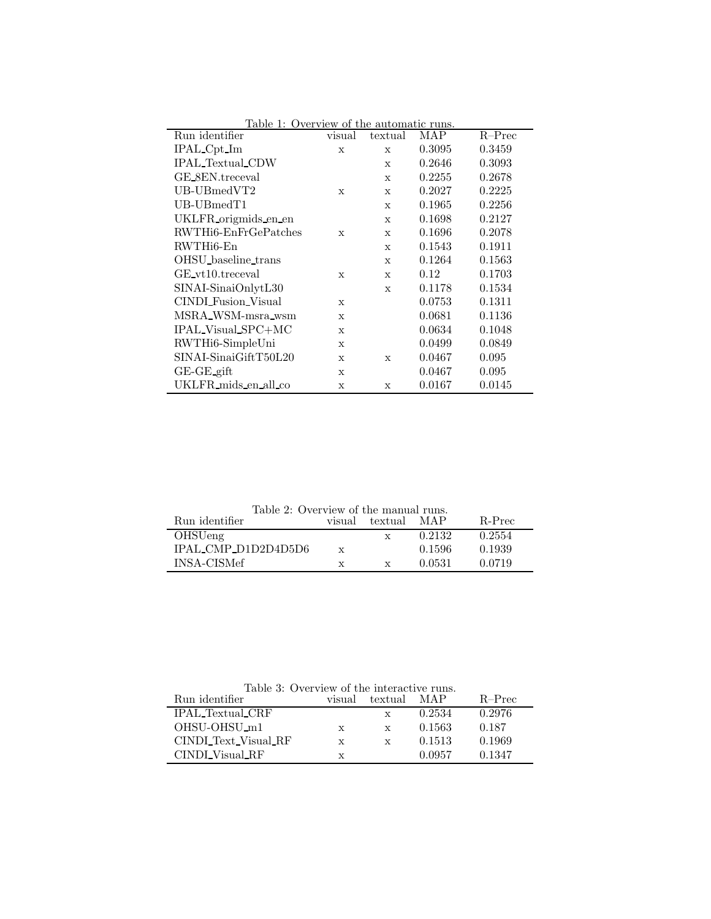Table 1: Overview of the automatic runs.

| Run identifier | visual | textual | MAP | R–Prec |
|---|---|---|---|---|
| IPAL_Cpt_Im | x | x | 0.3095 | 0.3459 |
| IPAL_Textual_CDW | | x | 0.2646 | 0.3093 |
| GE_8EN.treceval | | x | 0.2255 | 0.2678 |
| UB-UBmedVT2 | x | x | 0.2027 | 0.2225 |
| UB-UBmedT1 | | x | 0.1965 | 0.2256 |
| UKLFR_origmids_en_en | | x | 0.1698 | 0.2127 |
| RWTHi6-EnFrGePatches | x | x | 0.1696 | 0.2078 |
| RWTHi6-En | | x | 0.1543 | 0.1911 |
| OHSU_baseline_trans | | x | 0.1264 | 0.1563 |
| GE_vt10.treceval | x | x | 0.12 | 0.1703 |
| SINAI-SinaiOnlytL30 | | x | 0.1178 | 0.1534 |
| CINDI_Fusion_Visual | x | | 0.0753 | 0.1311 |
| MSRA_WSM-msra_wsm | x | | 0.0681 | 0.1136 |
| IPAL_Visual_SPC+MC | x | | 0.0634 | 0.1048 |
| RWTHi6-SimpleUni | x | | 0.0499 | 0.0849 |
| SINAI-SinaiGiftT50L20 | x | x | 0.0467 | 0.095 |
| GE-GE_gift | x | | 0.0467 | 0.095 |
| UKLFR_mids_en_all_co | x | x | 0.0167 | 0.0145 |

Table 2: Overview of the manual runs.

| Run identifier | visual | textual | MAP | R-Prec |
|---|---|---|---|---|
| OHSUeng | | x | 0.2132 | 0.2554 |
| IPAL_CMP_D1D2D4D5D6 | x | | 0.1596 | 0.1939 |
| INSA-CISMef | x | x | 0.0531 | 0.0719 |

Table 3: Overview of the interactive runs.

| Run identifier | visual | textual | MAP | R–Prec |
|---|---|---|---|---|
| IPAL_Textual_CRF | | x | 0.2534 | 0.2976 |
| OHSU-OHSU_m1 | x | x | 0.1563 | 0.187 |
| CINDI_Text_Visual_RF | x | x | 0.1513 | 0.1969 |
| CINDI_Visual_RF | x | | 0.0957 | 0.1347 |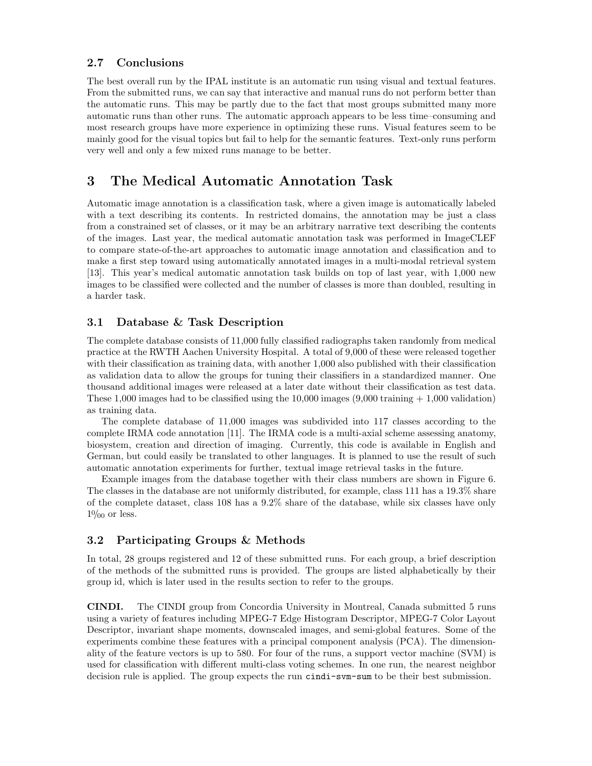### 2.7 Conclusions

The best overall run by the IPAL institute is an automatic run using visual and textual features. From the submitted runs, we can say that interactive and manual runs do not perform better than the automatic runs. This may be partly due to the fact that most groups submitted many more automatic runs than other runs. The automatic approach appears to be less time–consuming and most research groups have more experience in optimizing these runs. Visual features seem to be mainly good for the visual topics but fail to help for the semantic features. Text-only runs perform very well and only a few mixed runs manage to be better.

# 3 The Medical Automatic Annotation Task

Automatic image annotation is a classification task, where a given image is automatically labeled with a text describing its contents. In restricted domains, the annotation may be just a class from a constrained set of classes, or it may be an arbitrary narrative text describing the contents of the images. Last year, the medical automatic annotation task was performed in ImageCLEF to compare state-of-the-art approaches to automatic image annotation and classification and to make a first step toward using automatically annotated images in a multi-modal retrieval system [13]. This year's medical automatic annotation task builds on top of last year, with 1,000 new images to be classified were collected and the number of classes is more than doubled, resulting in a harder task.

### 3.1 Database & Task Description

The complete database consists of 11,000 fully classified radiographs taken randomly from medical practice at the RWTH Aachen University Hospital. A total of 9,000 of these were released together with their classification as training data, with another 1,000 also published with their classification as validation data to allow the groups for tuning their classifiers in a standardized manner. One thousand additional images were released at a later date without their classification as test data. These 1,000 images had to be classified using the 10,000 images (9,000 training + 1,000 validation) as training data.

The complete database of 11,000 images was subdivided into 117 classes according to the complete IRMA code annotation [11]. The IRMA code is a multi-axial scheme assessing anatomy, biosystem, creation and direction of imaging. Currently, this code is available in English and German, but could easily be translated to other languages. It is planned to use the result of such automatic annotation experiments for further, textual image retrieval tasks in the future.

Example images from the database together with their class numbers are shown in Figure 6. The classes in the database are not uniformly distributed, for example, class 111 has a 19.3% share of the complete dataset, class 108 has a 9.2% share of the database, while six classes have only 1‰ or less.

### 3.2 Participating Groups & Methods

In total, 28 groups registered and 12 of these submitted runs. For each group, a brief description of the methods of the submitted runs is provided. The groups are listed alphabetically by their group id, which is later used in the results section to refer to the groups.

**CINDI.** The CINDI group from Concordia University in Montreal, Canada submitted 5 runs using a variety of features including MPEG-7 Edge Histogram Descriptor, MPEG-7 Color Layout Descriptor, invariant shape moments, downscaled images, and semi-global features. Some of the experiments combine these features with a principal component analysis (PCA). The dimensionality of the feature vectors is up to 580. For four of the runs, a support vector machine (SVM) is used for classification with different multi-class voting schemes. In one run, the nearest neighbor decision rule is applied. The group expects the run `cindi-svm-sum` to be their best submission.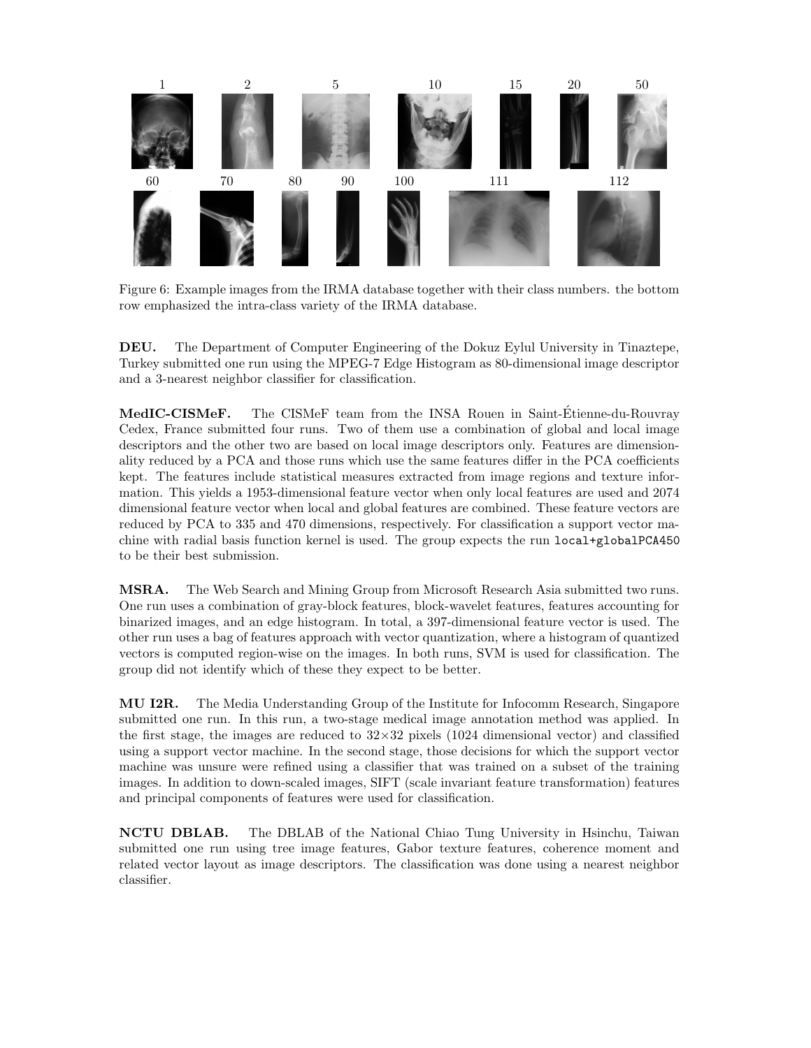Figure 6: Example images from the IRMA database together with their class numbers. the bottom row emphasized the intra-class variety of the IRMA database.

**DEU.** The Department of Computer Engineering of the Dokuz Eylul University in Tinaztepe, Turkey submitted one run using the MPEG-7 Edge Histogram as 80-dimensional image descriptor and a 3-nearest neighbor classifier for classification.

**MedIC-CISMeF.** The CISMeF team from the INSA Rouen in Saint-Étienne-du-Rouvray Cedex, France submitted four runs. Two of them use a combination of global and local image descriptors and the other two are based on local image descriptors only. Features are dimensionality reduced by a PCA and those runs which use the same features differ in the PCA coefficients kept. The features include statistical measures extracted from image regions and texture information. This yields a 1953-dimensional feature vector when only local features are used and 2074 dimensional feature vector when local and global features are combined. These feature vectors are reduced by PCA to 335 and 470 dimensions, respectively. For classification a support vector machine with radial basis function kernel is used. The group expects the run `local+globalPCA450` to be their best submission.

**MSRA.** The Web Search and Mining Group from Microsoft Research Asia submitted two runs. One run uses a combination of gray-block features, block-wavelet features, features accounting for binarized images, and an edge histogram. In total, a 397-dimensional feature vector is used. The other run uses a bag of features approach with vector quantization, where a histogram of quantized vectors is computed region-wise on the images. In both runs, SVM is used for classification. The group did not identify which of these they expect to be better.

**MU I2R.** The Media Understanding Group of the Institute for Infocomm Research, Singapore submitted one run. In this run, a two-stage medical image annotation method was applied. In the first stage, the images are reduced to $32 \times 32$ pixels (1024 dimensional vector) and classified using a support vector machine. In the second stage, those decisions for which the support vector machine was unsure were refined using a classifier that was trained on a subset of the training images. In addition to down-scaled images, SIFT (scale invariant feature transformation) features and principal components of features were used for classification.

**NCTU DBLAB.** The DBLAB of the National Chiao Tung University in Hsinchu, Taiwan submitted one run using tree image features, Gabor texture features, coherence moment and related vector layout as image descriptors. The classification was done using a nearest neighbor classifier.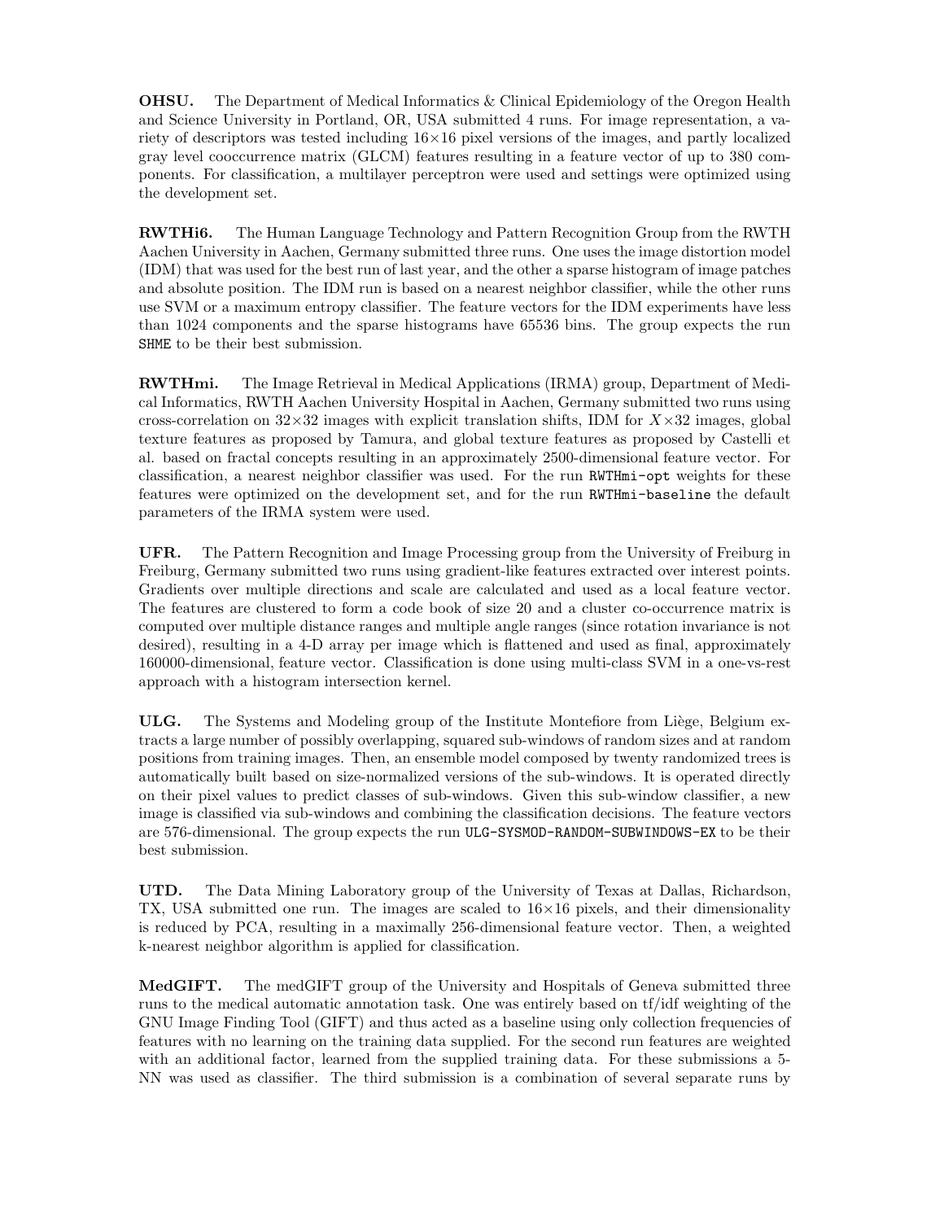**OHSU.** The Department of Medical Informatics & Clinical Epidemiology of the Oregon Health and Science University in Portland, OR, USA submitted 4 runs. For image representation, a variety of descriptors was tested including $16\times16$ pixel versions of the images, and partly localized gray level cooccurrence matrix (GLCM) features resulting in a feature vector of up to 380 components. For classification, a multilayer perceptron were used and settings were optimized using the development set.

**RWTHi6.** The Human Language Technology and Pattern Recognition Group from the RWTH Aachen University in Aachen, Germany submitted three runs. One uses the image distortion model (IDM) that was used for the best run of last year, and the other a sparse histogram of image patches and absolute position. The IDM run is based on a nearest neighbor classifier, while the other runs use SVM or a maximum entropy classifier. The feature vectors for the IDM experiments have less than 1024 components and the sparse histograms have 65536 bins. The group expects the run `SHME` to be their best submission.

**RWTHmi.** The Image Retrieval in Medical Applications (IRMA) group, Department of Medical Informatics, RWTH Aachen University Hospital in Aachen, Germany submitted two runs using cross-correlation on $32\times32$ images with explicit translation shifts, IDM for $X\times32$ images, global texture features as proposed by Tamura, and global texture features as proposed by Castelli et al. based on fractal concepts resulting in an approximately 2500-dimensional feature vector. For classification, a nearest neighbor classifier was used. For the run `RWTHmi-opt` weights for these features were optimized on the development set, and for the run `RWTHmi-baseline` the default parameters of the IRMA system were used.

**UFR.** The Pattern Recognition and Image Processing group from the University of Freiburg in Freiburg, Germany submitted two runs using gradient-like features extracted over interest points. Gradients over multiple directions and scale are calculated and used as a local feature vector. The features are clustered to form a code book of size 20 and a cluster co-occurrence matrix is computed over multiple distance ranges and multiple angle ranges (since rotation invariance is not desired), resulting in a 4-D array per image which is flattened and used as final, approximately 160000-dimensional, feature vector. Classification is done using multi-class SVM in a one-vs-rest approach with a histogram intersection kernel.

**ULG.** The Systems and Modeling group of the Institute Montefiore from Liège, Belgium extracts a large number of possibly overlapping, squared sub-windows of random sizes and at random positions from training images. Then, an ensemble model composed by twenty randomized trees is automatically built based on size-normalized versions of the sub-windows. It is operated directly on their pixel values to predict classes of sub-windows. Given this sub-window classifier, a new image is classified via sub-windows and combining the classification decisions. The feature vectors are 576-dimensional. The group expects the run `ULG-SYSMOD-RANDOM-SUBWINDOWS-EX` to be their best submission.

**UTD.** The Data Mining Laboratory group of the University of Texas at Dallas, Richardson, TX, USA submitted one run. The images are scaled to $16\times16$ pixels, and their dimensionality is reduced by PCA, resulting in a maximally 256-dimensional feature vector. Then, a weighted k-nearest neighbor algorithm is applied for classification.

**MedGIFT.** The medGIFT group of the University and Hospitals of Geneva submitted three runs to the medical automatic annotation task. One was entirely based on tf/idf weighting of the GNU Image Finding Tool (GIFT) and thus acted as a baseline using only collection frequencies of features with no learning on the training data supplied. For the second run features are weighted with an additional factor, learned from the supplied training data. For these submissions a 5-NN was used as classifier. The third submission is a combination of several separate runs by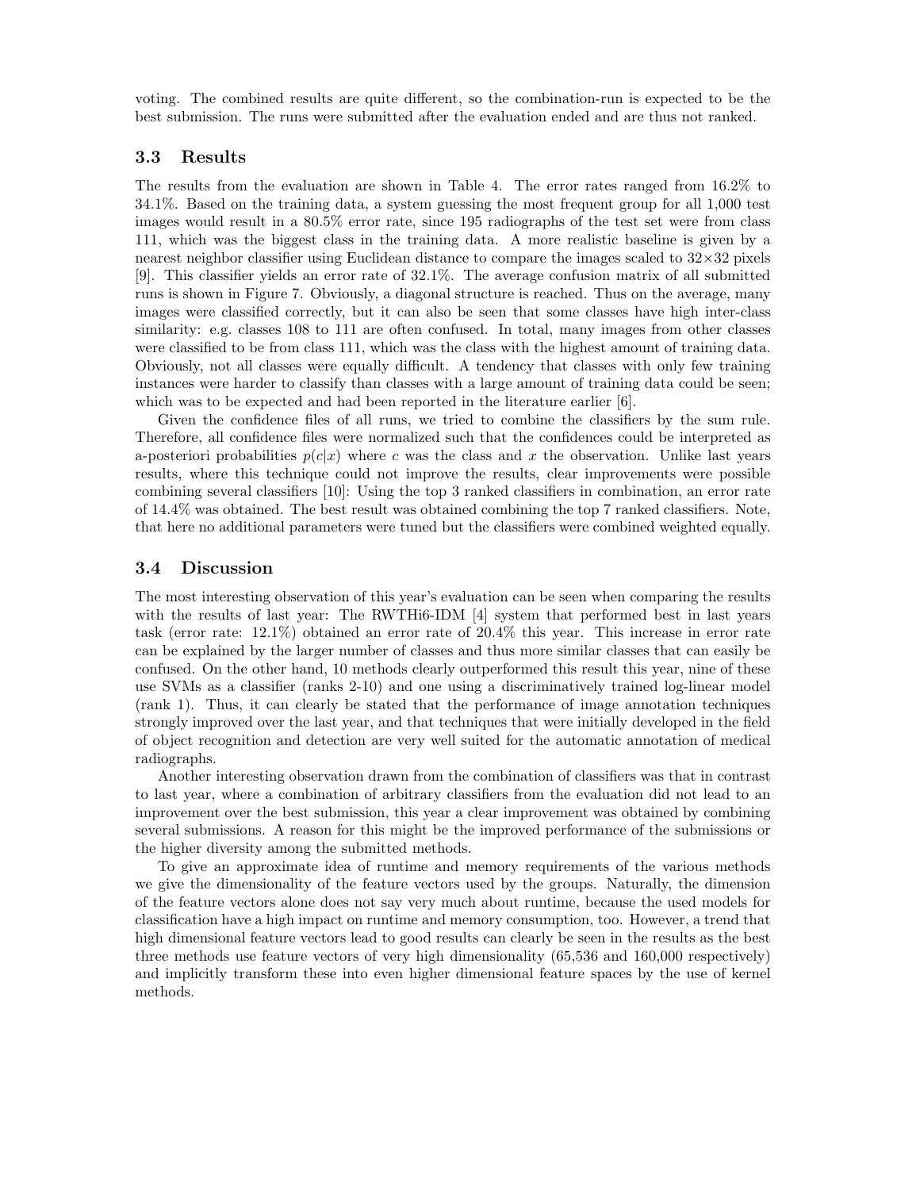voting. The combined results are quite different, so the combination-run is expected to be the best submission. The runs were submitted after the evaluation ended and are thus not ranked.

### 3.3 Results

The results from the evaluation are shown in Table 4. The error rates ranged from 16.2% to 34.1%. Based on the training data, a system guessing the most frequent group for all 1,000 test images would result in a 80.5% error rate, since 195 radiographs of the test set were from class 111, which was the biggest class in the training data. A more realistic baseline is given by a nearest neighbor classifier using Euclidean distance to compare the images scaled to 32×32 pixels [9]. This classifier yields an error rate of 32.1%. The average confusion matrix of all submitted runs is shown in Figure 7. Obviously, a diagonal structure is reached. Thus on the average, many images were classified correctly, but it can also be seen that some classes have high inter-class similarity: e.g. classes 108 to 111 are often confused. In total, many images from other classes were classified to be from class 111, which was the class with the highest amount of training data. Obviously, not all classes were equally difficult. A tendency that classes with only few training instances were harder to classify than classes with a large amount of training data could be seen; which was to be expected and had been reported in the literature earlier [6].

Given the confidence files of all runs, we tried to combine the classifiers by the sum rule. Therefore, all confidence files were normalized such that the confidences could be interpreted as a-posteriori probabilities $p(c|x)$ where $c$ was the class and $x$ the observation. Unlike last years results, where this technique could not improve the results, clear improvements were possible combining several classifiers [10]: Using the top 3 ranked classifiers in combination, an error rate of 14.4% was obtained. The best result was obtained combining the top 7 ranked classifiers. Note, that here no additional parameters were tuned but the classifiers were combined weighted equally.

### 3.4 Discussion

The most interesting observation of this year's evaluation can be seen when comparing the results with the results of last year: The RWTHi6-IDM [4] system that performed best in last years task (error rate: 12.1%) obtained an error rate of 20.4% this year. This increase in error rate can be explained by the larger number of classes and thus more similar classes that can easily be confused. On the other hand, 10 methods clearly outperformed this result this year, nine of these use SVMs as a classifier (ranks 2-10) and one using a discriminatively trained log-linear model (rank 1). Thus, it can clearly be stated that the performance of image annotation techniques strongly improved over the last year, and that techniques that were initially developed in the field of object recognition and detection are very well suited for the automatic annotation of medical radiographs.

Another interesting observation drawn from the combination of classifiers was that in contrast to last year, where a combination of arbitrary classifiers from the evaluation did not lead to an improvement over the best submission, this year a clear improvement was obtained by combining several submissions. A reason for this might be the improved performance of the submissions or the higher diversity among the submitted methods.

To give an approximate idea of runtime and memory requirements of the various methods we give the dimensionality of the feature vectors used by the groups. Naturally, the dimension of the feature vectors alone does not say very much about runtime, because the used models for classification have a high impact on runtime and memory consumption, too. However, a trend that high dimensional feature vectors lead to good results can clearly be seen in the results as the best three methods use feature vectors of very high dimensionality (65,536 and 160,000 respectively) and implicitly transform these into even higher dimensional feature spaces by the use of kernel methods.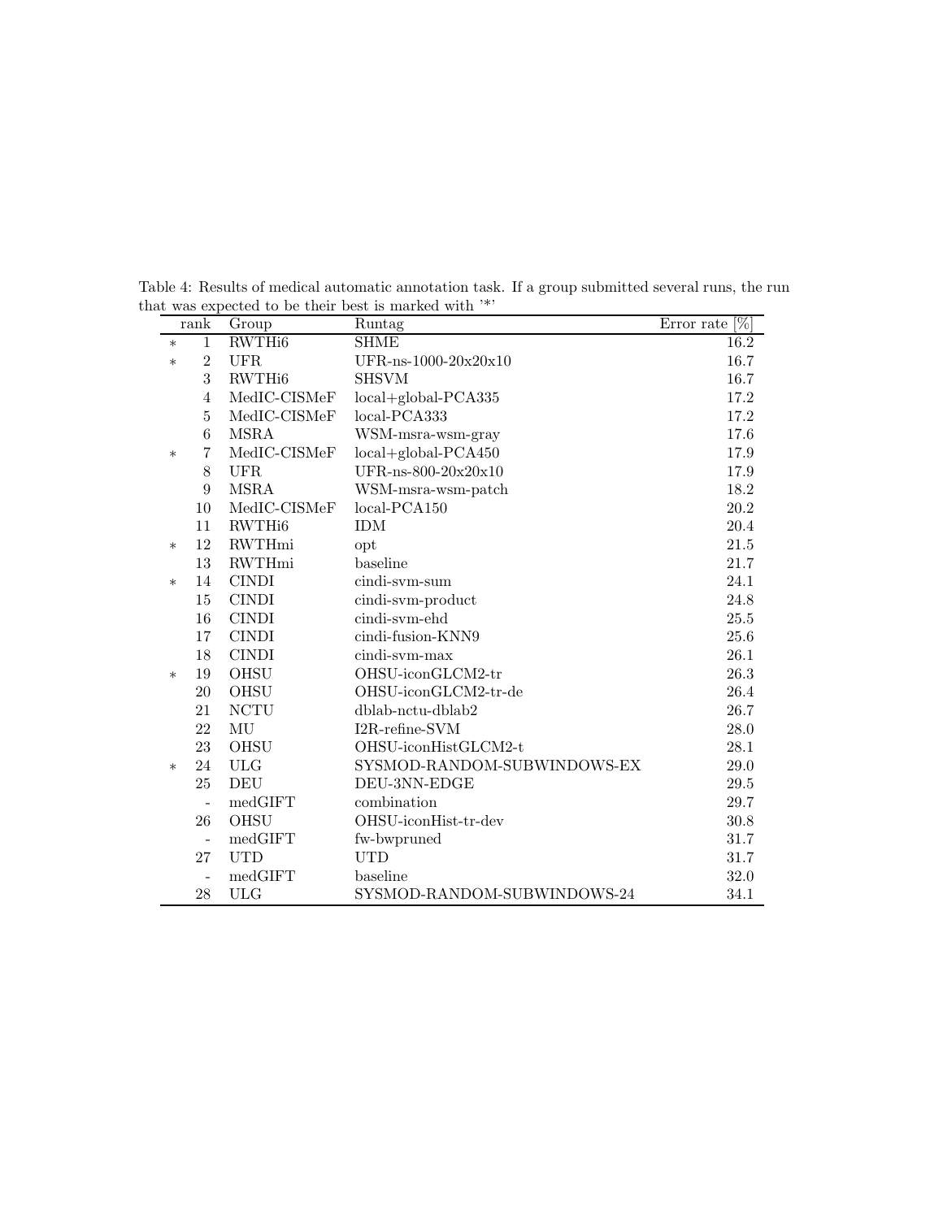Table 4: Results of medical automatic annotation task. If a group submitted several runs, the run that was expected to be their best is marked with '*'

| | rank | Group | Runtag | Error rate [%] |
|---|---|---|---|---|
| * | 1 | RWTHi6 | SHME | 16.2 |
| * | 2 | UFR | UFR-ns-1000-20x20x10 | 16.7 |
| | 3 | RWTHi6 | SHSVM | 16.7 |
| | 4 | MedIC-CISMeF | local+global-PCA335 | 17.2 |
| | 5 | MedIC-CISMeF | local-PCA333 | 17.2 |
| | 6 | MSRA | WSM-msra-wsm-gray | 17.6 |
| * | 7 | MedIC-CISMeF | local+global-PCA450 | 17.9 |
| | 8 | UFR | UFR-ns-800-20x20x10 | 17.9 |
| | 9 | MSRA | WSM-msra-wsm-patch | 18.2 |
| | 10 | MedIC-CISMeF | local-PCA150 | 20.2 |
| | 11 | RWTHi6 | IDM | 20.4 |
| * | 12 | RWTHmi | opt | 21.5 |
| | 13 | RWTHmi | baseline | 21.7 |
| * | 14 | CINDI | cindi-svm-sum | 24.1 |
| | 15 | CINDI | cindi-svm-product | 24.8 |
| | 16 | CINDI | cindi-svm-ehd | 25.5 |
| | 17 | CINDI | cindi-fusion-KNN9 | 25.6 |
| | 18 | CINDI | cindi-svm-max | 26.1 |
| * | 19 | OHSU | OHSU-iconGLCM2-tr | 26.3 |
| | 20 | OHSU | OHSU-iconGLCM2-tr-de | 26.4 |
| | 21 | NCTU | dblab-nctu-dblab2 | 26.7 |
| | 22 | MU | I2R-refine-SVM | 28.0 |
| | 23 | OHSU | OHSU-iconHistGLCM2-t | 28.1 |
| * | 24 | ULG | SYSMOD-RANDOM-SUBWINDOWS-EX | 29.0 |
| | 25 | DEU | DEU-3NN-EDGE | 29.5 |
| | - | medGIFT | combination | 29.7 |
| | 26 | OHSU | OHSU-iconHist-tr-dev | 30.8 |
| | - | medGIFT | fw-bwpruned | 31.7 |
| | 27 | UTD | UTD | 31.7 |
| | - | medGIFT | baseline | 32.0 |
| | 28 | ULG | SYSMOD-RANDOM-SUBWINDOWS-24 | 34.1 |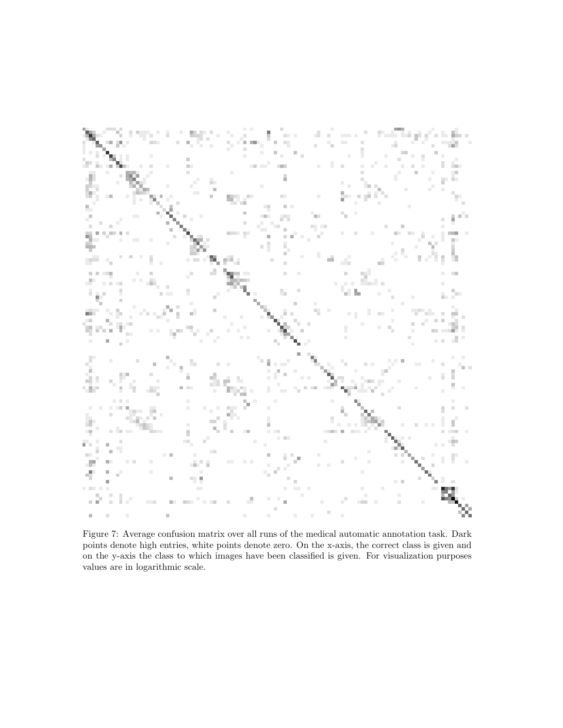Figure 7: Average confusion matrix over all runs of the medical automatic annotation task. Dark points denote high entries, white points denote zero. On the x-axis, the correct class is given and on the y-axis the class to which images have been classified is given. For visualization purposes values are in logarithmic scale.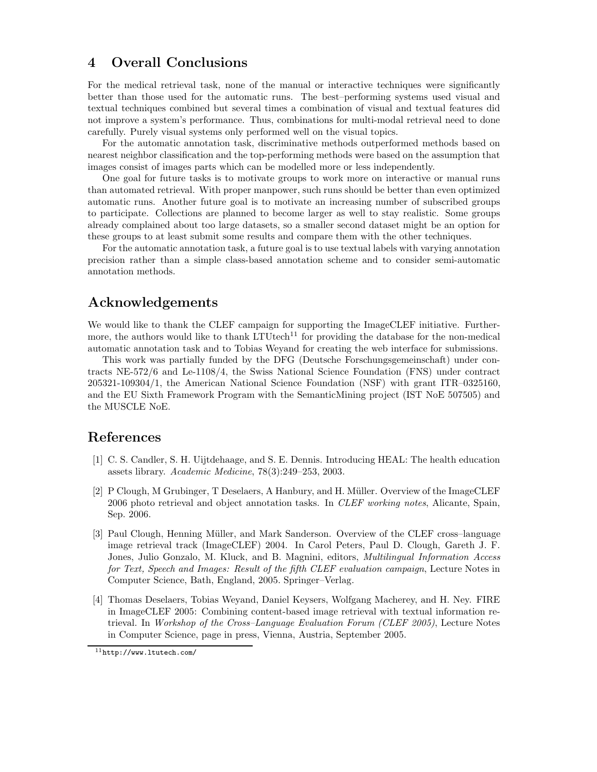## 4 Overall Conclusions

For the medical retrieval task, none of the manual or interactive techniques were significantly better than those used for the automatic runs. The best–performing systems used visual and textual techniques combined but several times a combination of visual and textual features did not improve a system's performance. Thus, combinations for multi-modal retrieval need to done carefully. Purely visual systems only performed well on the visual topics.

For the automatic annotation task, discriminative methods outperformed methods based on nearest neighbor classification and the top-performing methods were based on the assumption that images consist of images parts which can be modelled more or less independently.

One goal for future tasks is to motivate groups to work more on interactive or manual runs than automated retrieval. With proper manpower, such runs should be better than even optimized automatic runs. Another future goal is to motivate an increasing number of subscribed groups to participate. Collections are planned to become larger as well to stay realistic. Some groups already complained about too large datasets, so a smaller second dataset might be an option for these groups to at least submit some results and compare them with the other techniques.

For the automatic annotation task, a future goal is to use textual labels with varying annotation precision rather than a simple class-based annotation scheme and to consider semi-automatic annotation methods.

## Acknowledgements

We would like to thank the CLEF campaign for supporting the ImageCLEF initiative. Furthermore, the authors would like to thank LTUtech[11] for providing the database for the non-medical automatic annotation task and to Tobias Weyand for creating the web interface for submissions.

This work was partially funded by the DFG (Deutsche Forschungsgemeinschaft) under contracts NE-572/6 and Le-1108/4, the Swiss National Science Foundation (FNS) under contract 205321-109304/1, the American National Science Foundation (NSF) with grant ITR–0325160, and the EU Sixth Framework Program with the SemanticMining project (IST NoE 507505) and the MUSCLE NoE.

## References

[1] C. S. Candler, S. H. Uijtdehaage, and S. E. Dennis. Introducing HEAL: The health education assets library. *Academic Medicine*, 78(3):249–253, 2003.

[2] P Clough, M Grubinger, T Deselaers, A Hanbury, and H. Müller. Overview of the ImageCLEF 2006 photo retrieval and object annotation tasks. In *CLEF working notes*, Alicante, Spain, Sep. 2006.

[3] Paul Clough, Henning Müller, and Mark Sanderson. Overview of the CLEF cross–language image retrieval track (ImageCLEF) 2004. In Carol Peters, Paul D. Clough, Gareth J. F. Jones, Julio Gonzalo, M. Kluck, and B. Magnini, editors, *Multilingual Information Access for Text, Speech and Images: Result of the fifth CLEF evaluation campaign*, Lecture Notes in Computer Science, Bath, England, 2005. Springer–Verlag.

[4] Thomas Deselaers, Tobias Weyand, Daniel Keysers, Wolfgang Macherey, and H. Ney. FIRE in ImageCLEF 2005: Combining content-based image retrieval with textual information retrieval. In *Workshop of the Cross–Language Evaluation Forum (CLEF 2005)*, Lecture Notes in Computer Science, page in press, Vienna, Austria, September 2005.

[11] http://www.ltutech.com/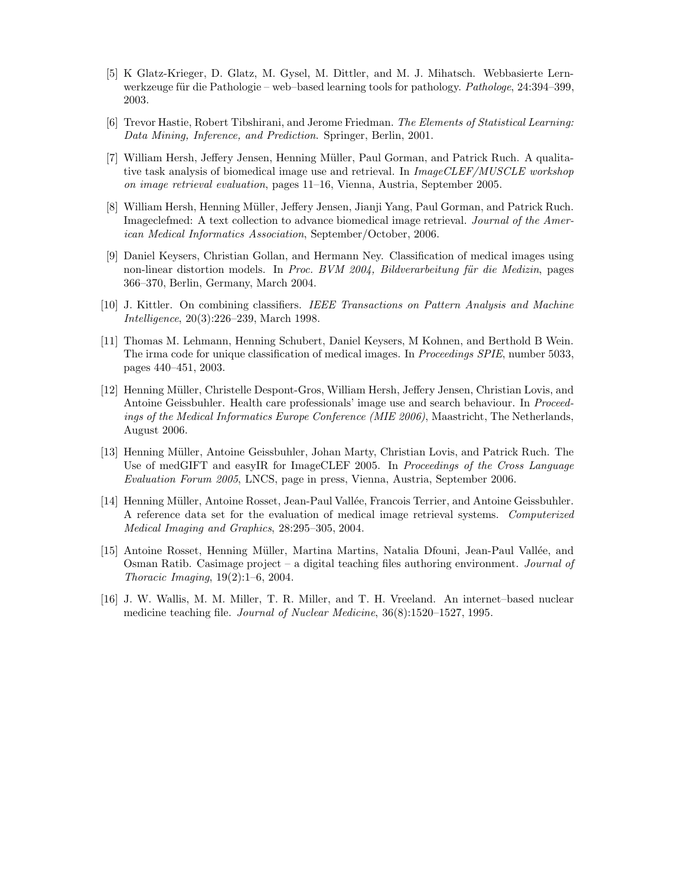[5] K Glatz-Krieger, D. Glatz, M. Gysel, M. Dittler, and M. J. Mihatsch. Webbasierte Lernwerkzeuge für die Pathologie – web–based learning tools for pathology. *Pathologe*, 24:394–399, 2003.

[6] Trevor Hastie, Robert Tibshirani, and Jerome Friedman. *The Elements of Statistical Learning: Data Mining, Inference, and Prediction*. Springer, Berlin, 2001.

[7] William Hersh, Jeffery Jensen, Henning Müller, Paul Gorman, and Patrick Ruch. A qualitative task analysis of biomedical image use and retrieval. In *ImageCLEF/MUSCLE workshop on image retrieval evaluation*, pages 11–16, Vienna, Austria, September 2005.

[8] William Hersh, Henning Müller, Jeffery Jensen, Jianji Yang, Paul Gorman, and Patrick Ruch. Imageclefmed: A text collection to advance biomedical image retrieval. *Journal of the American Medical Informatics Association*, September/October, 2006.

[9] Daniel Keysers, Christian Gollan, and Hermann Ney. Classification of medical images using non-linear distortion models. In *Proc. BVM 2004, Bildverarbeitung für die Medizin*, pages 366–370, Berlin, Germany, March 2004.

[10] J. Kittler. On combining classifiers. *IEEE Transactions on Pattern Analysis and Machine Intelligence*, 20(3):226–239, March 1998.

[11] Thomas M. Lehmann, Henning Schubert, Daniel Keysers, M Kohnen, and Berthold B Wein. The irma code for unique classification of medical images. In *Proceedings SPIE*, number 5033, pages 440–451, 2003.

[12] Henning Müller, Christelle Despont-Gros, William Hersh, Jeffery Jensen, Christian Lovis, and Antoine Geissbuhler. Health care professionals' image use and search behaviour. In *Proceedings of the Medical Informatics Europe Conference (MIE 2006)*, Maastricht, The Netherlands, August 2006.

[13] Henning Müller, Antoine Geissbuhler, Johan Marty, Christian Lovis, and Patrick Ruch. The Use of medGIFT and easyIR for ImageCLEF 2005. In *Proceedings of the Cross Language Evaluation Forum 2005*, LNCS, page in press, Vienna, Austria, September 2006.

[14] Henning Müller, Antoine Rosset, Jean-Paul Vallée, Francois Terrier, and Antoine Geissbuhler. A reference data set for the evaluation of medical image retrieval systems. *Computerized Medical Imaging and Graphics*, 28:295–305, 2004.

[15] Antoine Rosset, Henning Müller, Martina Martins, Natalia Dfouni, Jean-Paul Vallée, and Osman Ratib. Casimage project – a digital teaching files authoring environment. *Journal of Thoracic Imaging*, 19(2):1–6, 2004.

[16] J. W. Wallis, M. M. Miller, T. R. Miller, and T. H. Vreeland. An internet–based nuclear medicine teaching file. *Journal of Nuclear Medicine*, 36(8):1520–1527, 1995.